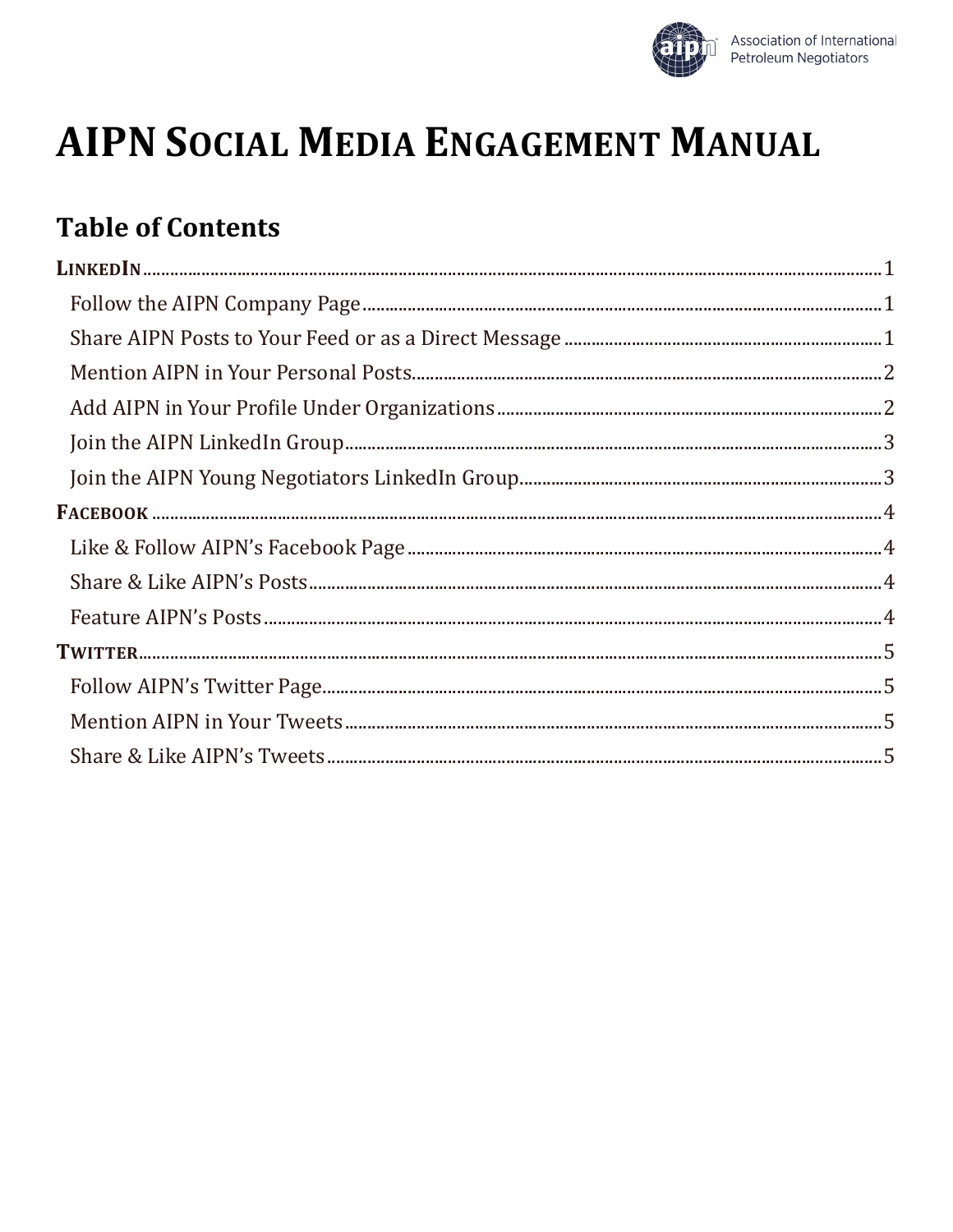# AIPN Social Media Engagement Manual

## Table of Contents

- **LinkedIn** ..... 1
  - Follow the AIPN Company Page ..... 1
  - Share AIPN Posts to Your Feed or as a Direct Message ..... 1
  - Mention AIPN in Your Personal Posts ..... 2
  - Add AIPN in Your Profile Under Organizations ..... 2
  - Join the AIPN LinkedIn Group ..... 3
  - Join the AIPN Young Negotiators LinkedIn Group ..... 3
- **Facebook** ..... 4
  - Like & Follow AIPN's Facebook Page ..... 4
  - Share & Like AIPN's Posts ..... 4
  - Feature AIPN's Posts ..... 4
- **Twitter** ..... 5
  - Follow AIPN's Twitter Page ..... 5
  - Mention AIPN in Your Tweets ..... 5
  - Share & Like AIPN's Tweets ..... 5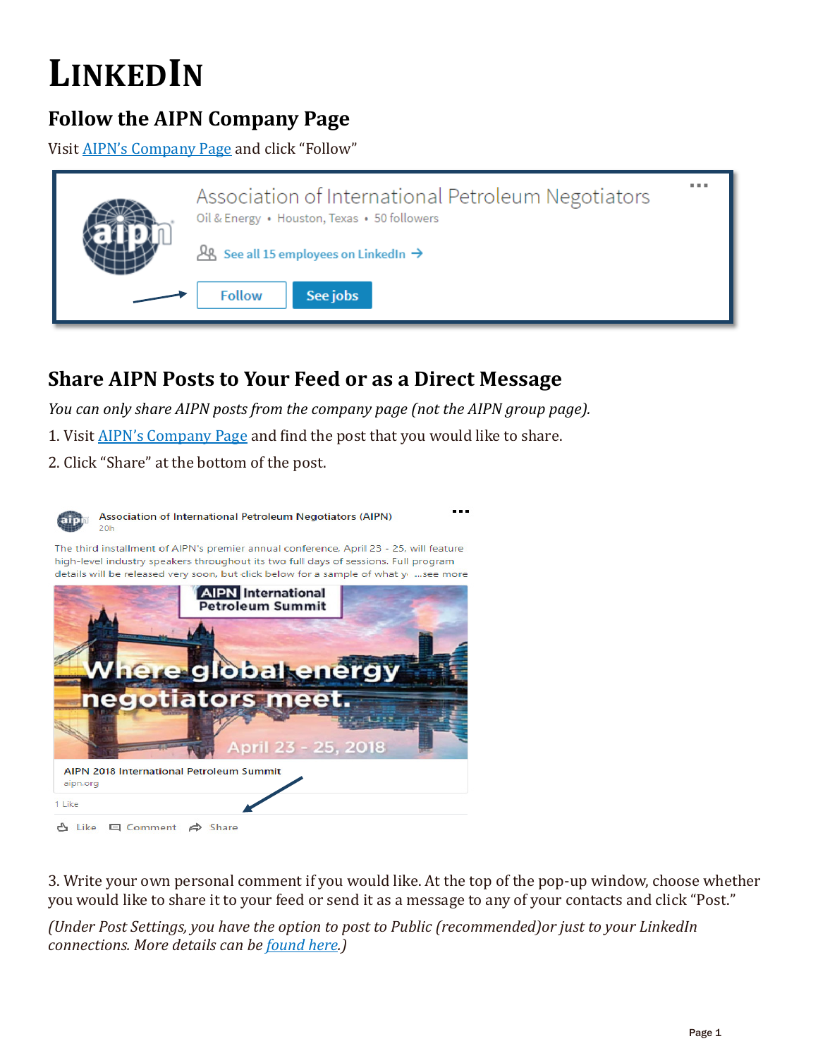# LINKEDIN

## Follow the AIPN Company Page

Visit [AIPN's Company Page]() and click "Follow"

## Share AIPN Posts to Your Feed or as a Direct Message

*You can only share AIPN posts from the company page (not the AIPN group page).*

1. Visit [AIPN's Company Page]() and find the post that you would like to share.
2. Click "Share" at the bottom of the post.
3. Write your own personal comment if you would like. At the top of the pop-up window, choose whether you would like to share it to your feed or send it as a message to any of your contacts and click "Post."

*(Under Post Settings, you have the option to post to Public (recommended)or just to your LinkedIn connections. More details can be [found here]().)*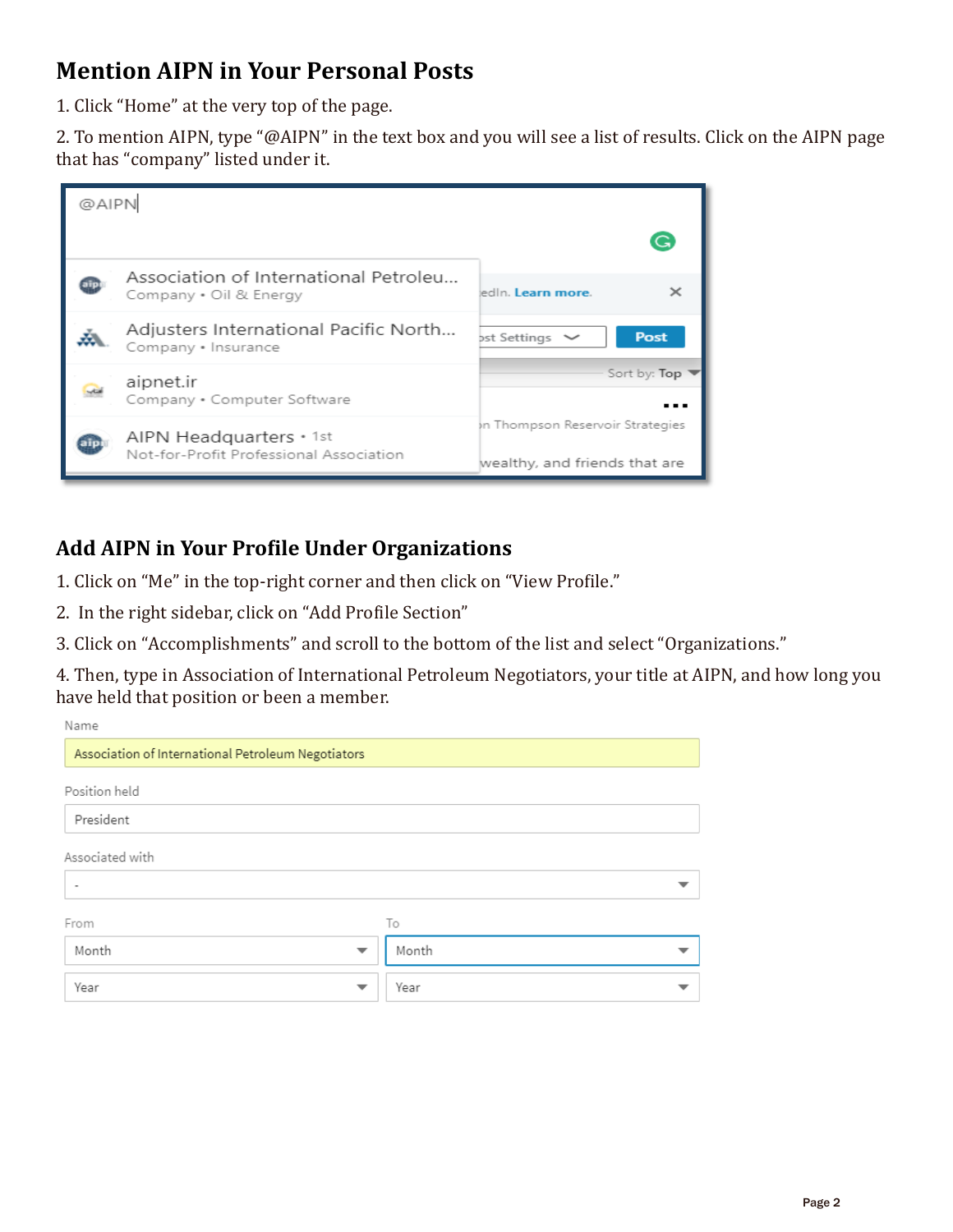## Mention AIPN in Your Personal Posts

1. Click “Home” at the very top of the page.

2. To mention AIPN, type “@AIPN” in the text box and you will see a list of results. Click on the AIPN page that has “company” listed under it.

## Add AIPN in Your Profile Under Organizations

1. Click on “Me” in the top-right corner and then click on “View Profile.”

2. In the right sidebar, click on “Add Profile Section”

3. Click on “Accomplishments” and scroll to the bottom of the list and select “Organizations.”

4. Then, type in Association of International Petroleum Negotiators, your title at AIPN, and how long you have held that position or been a member.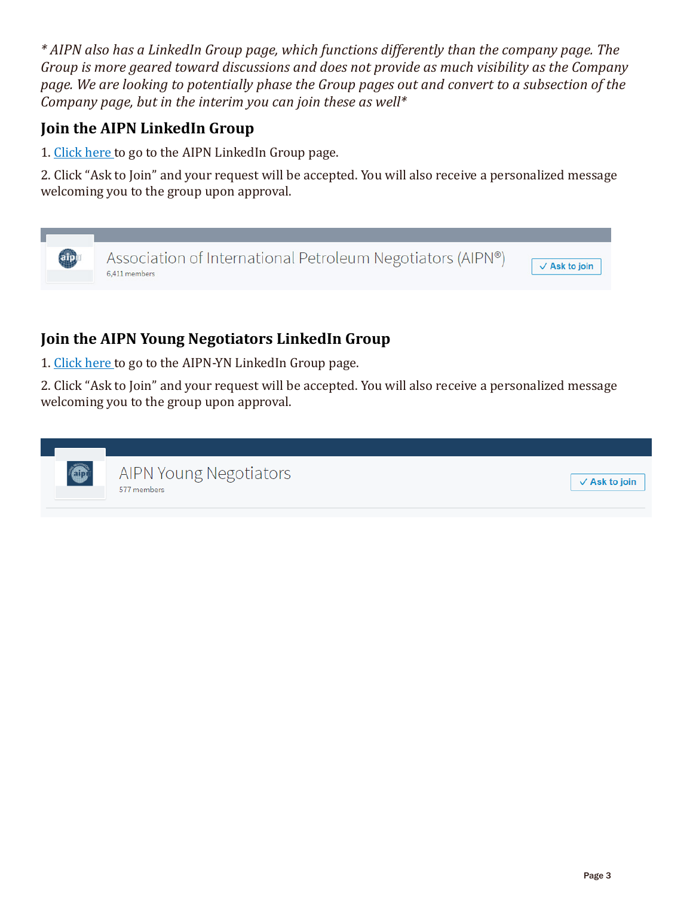_* AIPN also has a LinkedIn Group page, which functions differently than the company page. The Group is more geared toward discussions and does not provide as much visibility as the Company page. We are looking to potentially phase the Group pages out and convert to a subsection of the Company page, but in the interim you can join these as well*_

## Join the AIPN LinkedIn Group

1. Click here to go to the AIPN LinkedIn Group page.

2. Click "Ask to Join" and your request will be accepted. You will also receive a personalized message welcoming you to the group upon approval.

## Join the AIPN Young Negotiators LinkedIn Group

1. Click here to go to the AIPN-YN LinkedIn Group page.

2. Click "Ask to Join" and your request will be accepted. You will also receive a personalized message welcoming you to the group upon approval.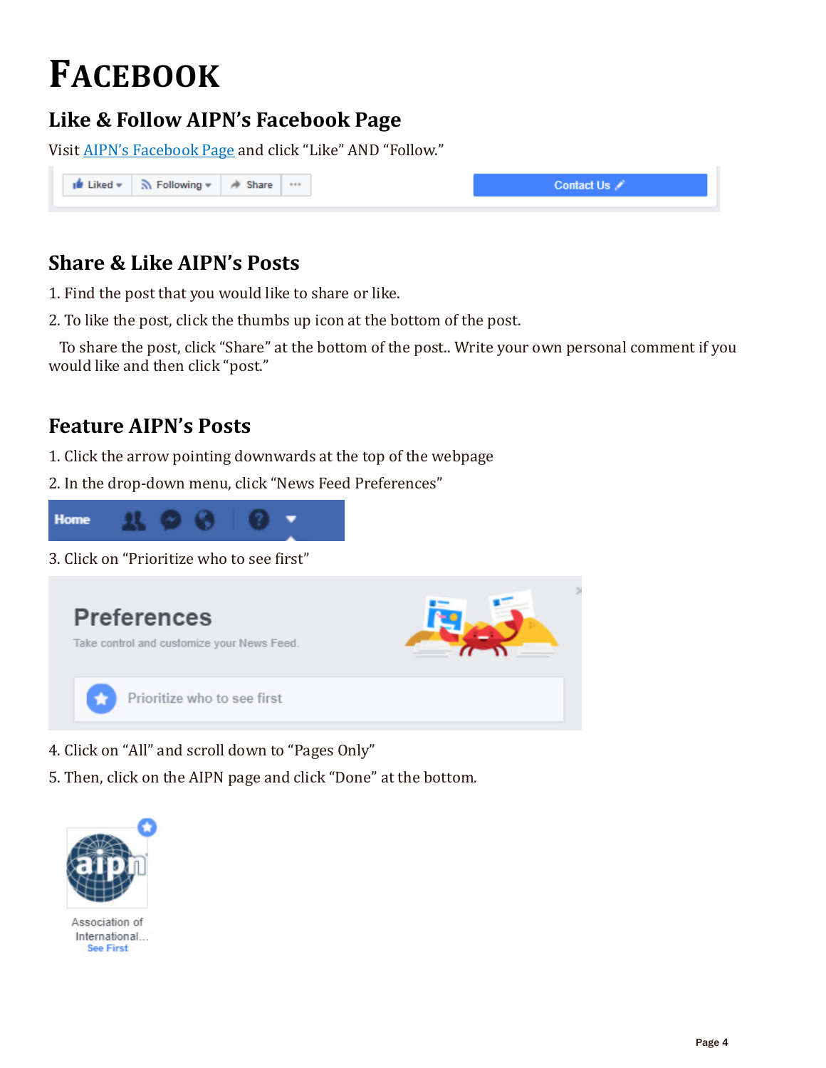# FACEBOOK

## Like & Follow AIPN's Facebook Page

Visit AIPN's Facebook Page and click "Like" AND "Follow."

## Share & Like AIPN's Posts

1. Find the post that you would like to share or like.
2. To like the post, click the thumbs up icon at the bottom of the post.

To share the post, click "Share" at the bottom of the post.. Write your own personal comment if you would like and then click "post."

## Feature AIPN's Posts

1. Click the arrow pointing downwards at the top of the webpage
2. In the drop-down menu, click "News Feed Preferences"
3. Click on "Prioritize who to see first"
4. Click on "All" and scroll down to "Pages Only"
5. Then, click on the AIPN page and click "Done" at the bottom.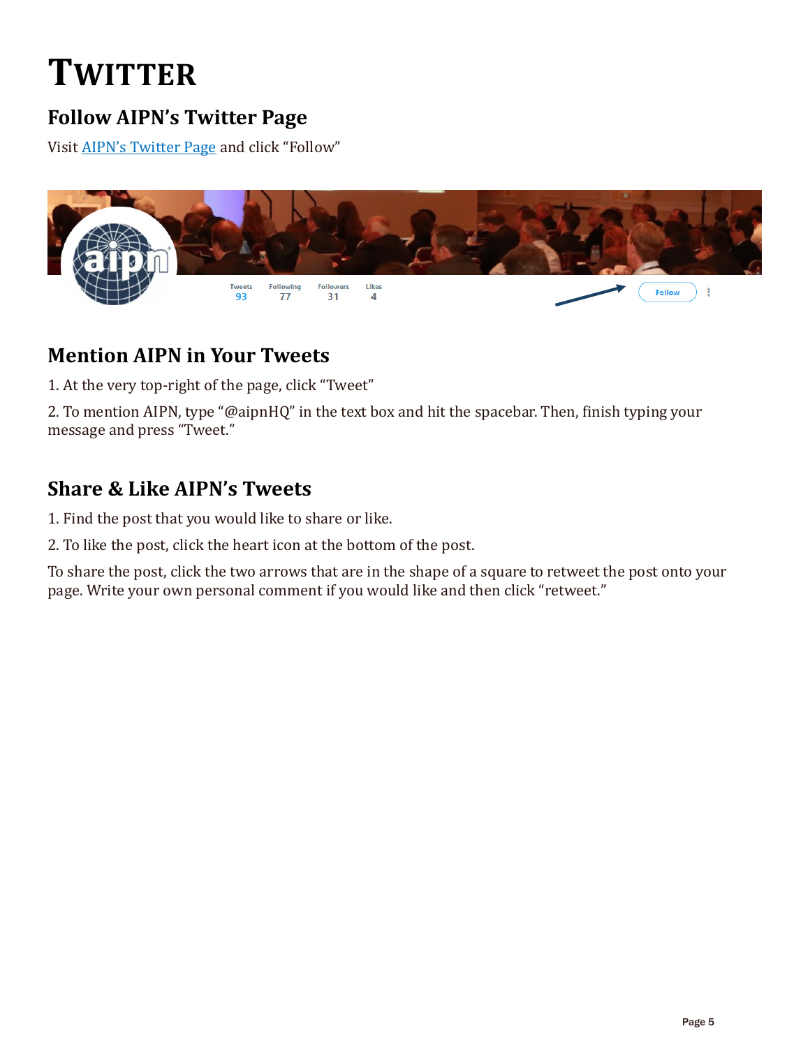# TWITTER

## Follow AIPN's Twitter Page

Visit [AIPN's Twitter Page]() and click "Follow"

## Mention AIPN in Your Tweets

1. At the very top-right of the page, click "Tweet"

2. To mention AIPN, type "@aipnHQ" in the text box and hit the spacebar. Then, finish typing your message and press "Tweet."

## Share & Like AIPN's Tweets

1. Find the post that you would like to share or like.

2. To like the post, click the heart icon at the bottom of the post.

To share the post, click the two arrows that are in the shape of a square to retweet the post onto your page. Write your own personal comment if you would like and then click "retweet."